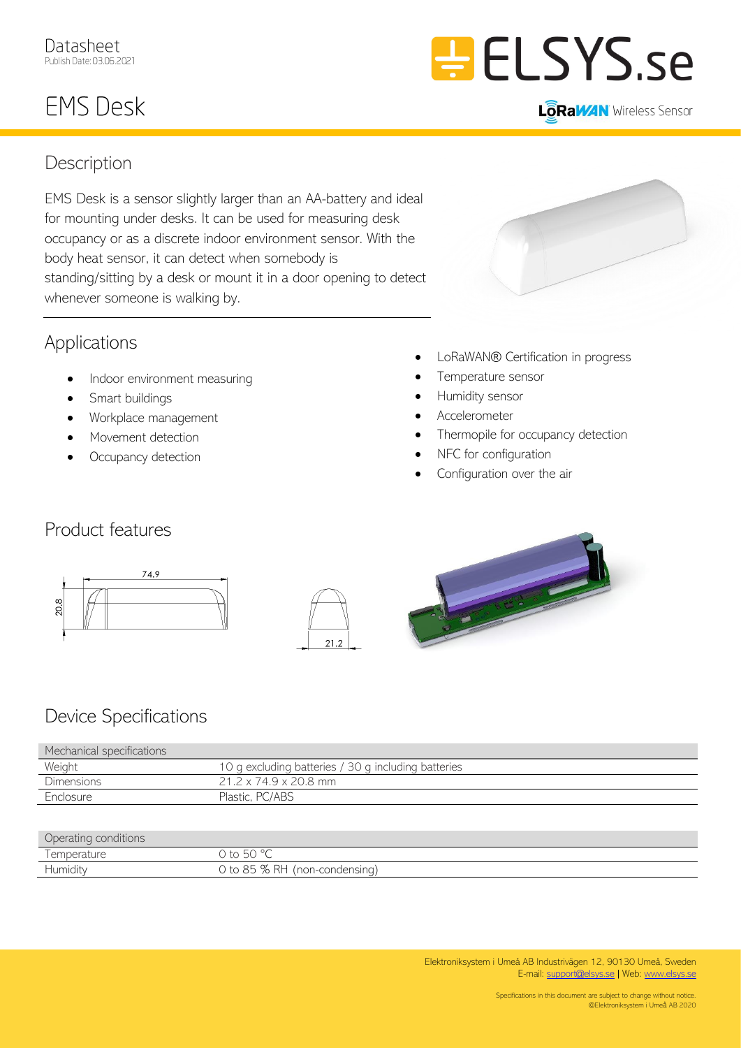Datasheet
Publish Date: 03.05.2021

# EMS Desk

ELSYS.se

LoRaWAN Wireless Sensor

## Description

EMS Desk is a sensor slightly larger than an AA-battery and ideal for mounting under desks. It can be used for measuring desk occupancy or as a discrete indoor environment sensor. With the body heat sensor, it can detect when somebody is standing/sitting by a desk or mount it in a door opening to detect whenever someone is walking by.

## Applications

- Indoor environment measuring
- Smart buildings
- Workplace management
- Movement detection
- Occupancy detection

- LoRaWAN® Certification in progress
- Temperature sensor
- Humidity sensor
- Accelerometer
- Thermopile for occupancy detection
- NFC for configuration
- Configuration over the air

## Product features

74.9

20.8

21.2

## Device Specifications

| Mechanical specifications | |
|---|---|
| Weight | 10 g excluding batteries / 30 g including batteries |
| Dimensions | 21.2 x 74.9 x 20.8 mm |
| Enclosure | Plastic, PC/ABS |

| Operating conditions | |
|---|---|
| Temperature | 0 to 50 °C |
| Humidity | 0 to 85 % RH (non-condensing) |

Elektroniksystem i Umeå AB Industrivägen 12, 90130 Umeå, Sweden
E-mail: support@elsys.se | Web: www.elsys.se

Specifications in this document are subject to change without notice.
©Elektroniksystem i Umeå AB 2020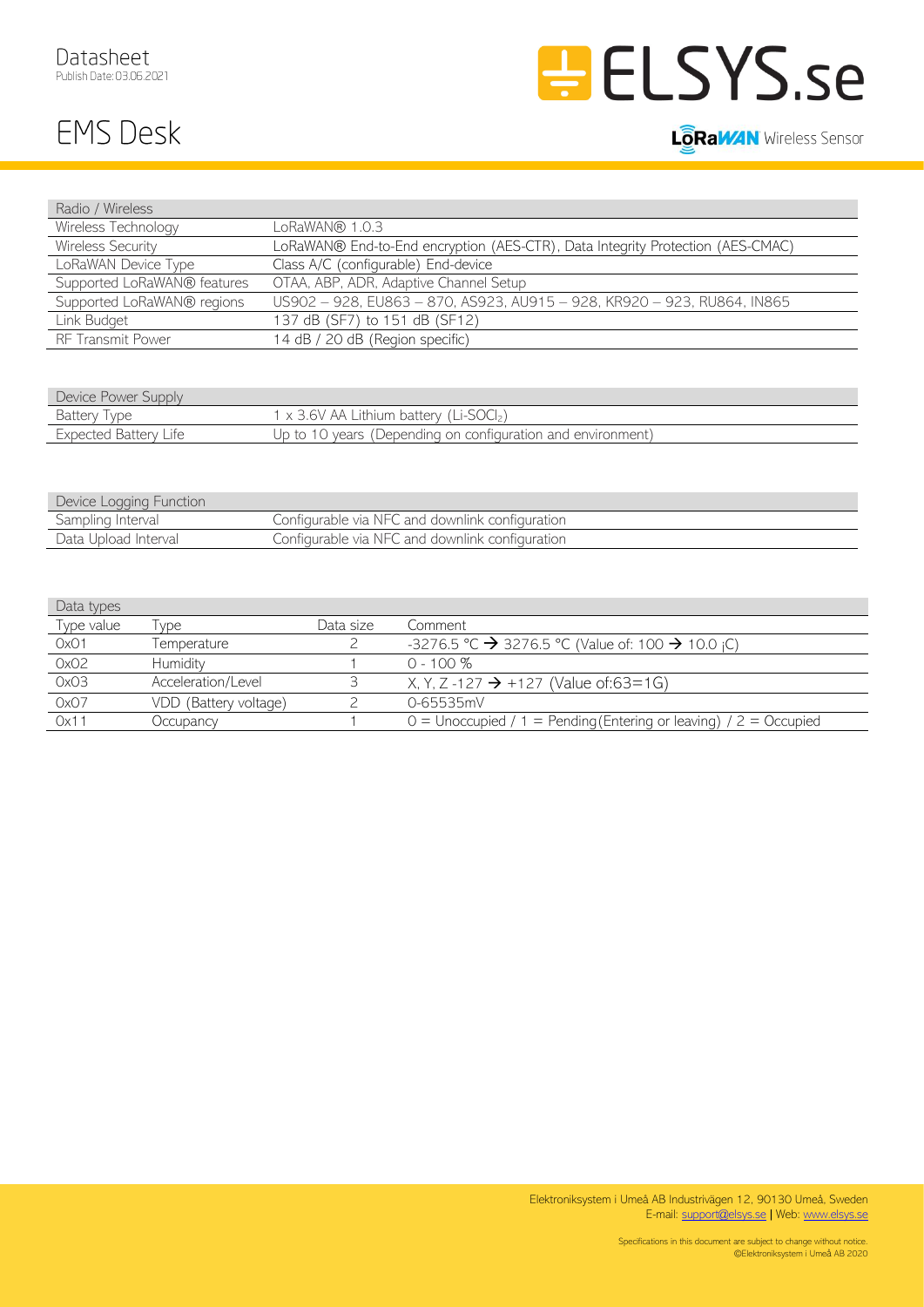| Radio / Wireless | |
|---|---|
| Wireless Technology | LoRaWAN® 1.0.3 |
| Wireless Security | LoRaWAN® End-to-End encryption (AES-CTR), Data Integrity Protection (AES-CMAC) |
| LoRaWAN Device Type | Class A/C (configurable) End-device |
| Supported LoRaWAN® features | OTAA, ABP, ADR, Adaptive Channel Setup |
| Supported LoRaWAN® regions | US902 – 928, EU863 – 870, AS923, AU915 – 928, KR920 – 923, RU864, IN865 |
| Link Budget | 137 dB (SF7) to 151 dB (SF12) |
| RF Transmit Power | 14 dB / 20 dB (Region specific) |

| Device Power Supply | |
|---|---|
| Battery Type | 1 x 3.6V AA Lithium battery (Li-$SOCl_2$) |
| Expected Battery Life | Up to 10 years (Depending on configuration and environment) |

| Device Logging Function | |
|---|---|
| Sampling Interval | Configurable via NFC and downlink configuration |
| Data Upload Interval | Configurable via NFC and downlink configuration |

| Data types | | | |
|---|---|---|---|
| Type value | Type | Data size | Comment |
| 0x01 | Temperature | 2 | -3276.5 °C → 3276.5 °C (Value of: 100 → 10.0 ¡C) |
| 0x02 | Humidity | 1 | 0 - 100 % |
| 0x03 | Acceleration/Level | 3 | X, Y, Z -127 → +127 (Value of:63=1G) |
| 0x07 | VDD (Battery voltage) | 2 | 0-65535mV |
| 0x11 | Occupancy | 1 | 0 = Unoccupied / 1 = Pending(Entering or leaving) / 2 = Occupied |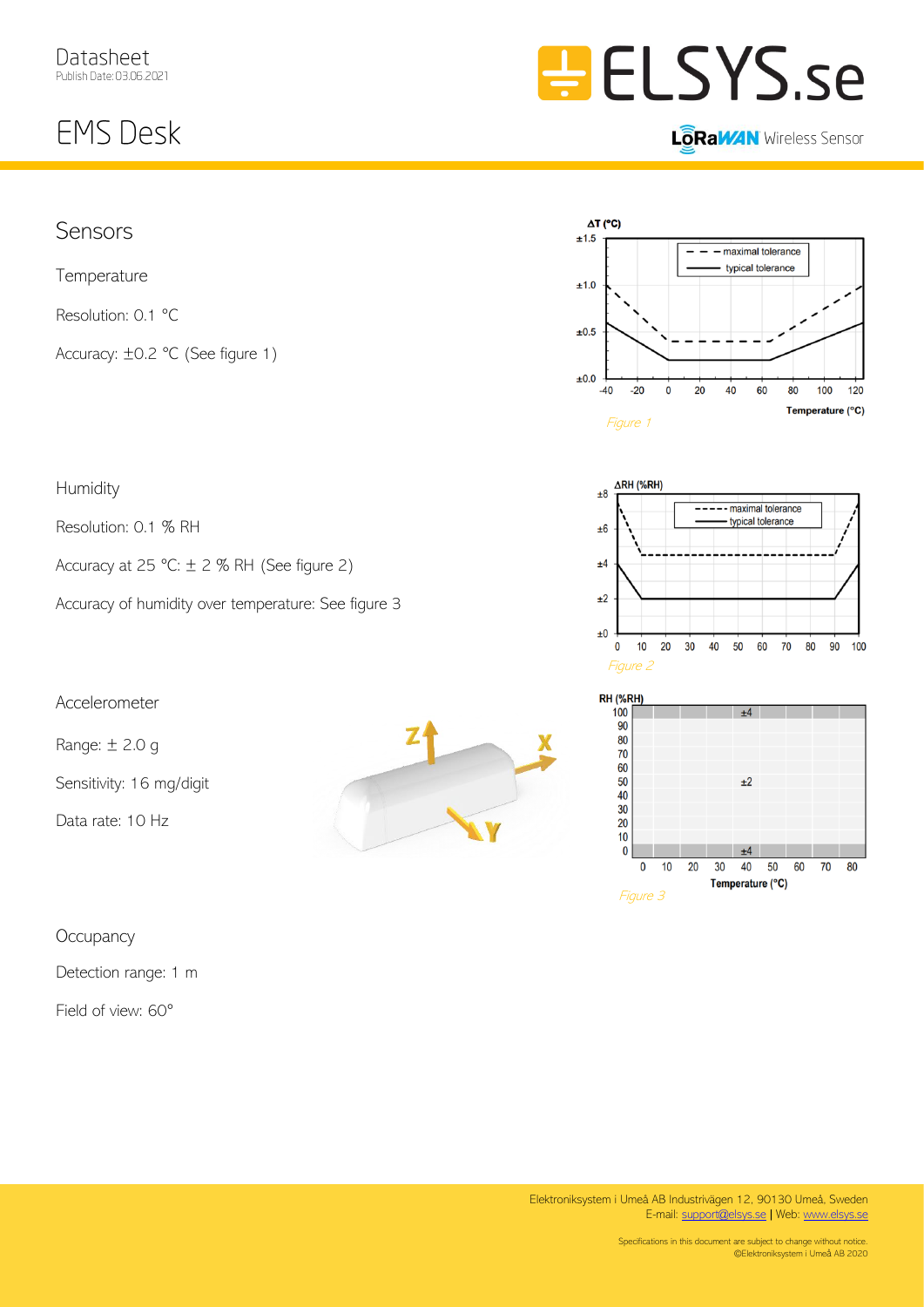# EMS Desk

Datasheet
Publish Date: 03.06.2021

ELSYS.se

LoRaWAN Wireless Sensor

## Sensors

### Temperature

Resolution: 0.1 °C

Accuracy: ±0.2 °C (See figure 1)

ΔT (°C)
±1.5
±1.0
±0.5
±0.0
-40 -20 0 20 40 60 80 100 120
Temperature (°C)
maximal tolerance
typical tolerance

Figure 1

### Humidity

Resolution: 0.1 % RH

Accuracy at 25 °C: ± 2 % RH (See figure 2)

Accuracy of humidity over temperature: See figure 3

ΔRH (%RH)
±8
±6
±4
±2
±0
0 10 20 30 40 50 60 70 80 90 100
maximal tolerance
typical tolerance

Figure 2

### Accelerometer

Range: ± 2.0 g

Sensitivity: 16 mg/digit

Data rate: 10 Hz

Z
X
Y

RH (%RH)
100
90
80
70
60
50
40
30
20
10
0
±4
±2
±4
0 10 20 30 40 50 60 70 80
Temperature (°C)

Figure 3

### Occupancy

Detection range: 1 m

Field of view: 60°

Elektroniksystem i Umeå AB Industrivägen 12, 90130 Umeå, Sweden
E-mail: support@elsys.se | Web: www.elsys.se

Specifications in this document are subject to change without notice.
©Elektroniksystem i Umeå AB 2020